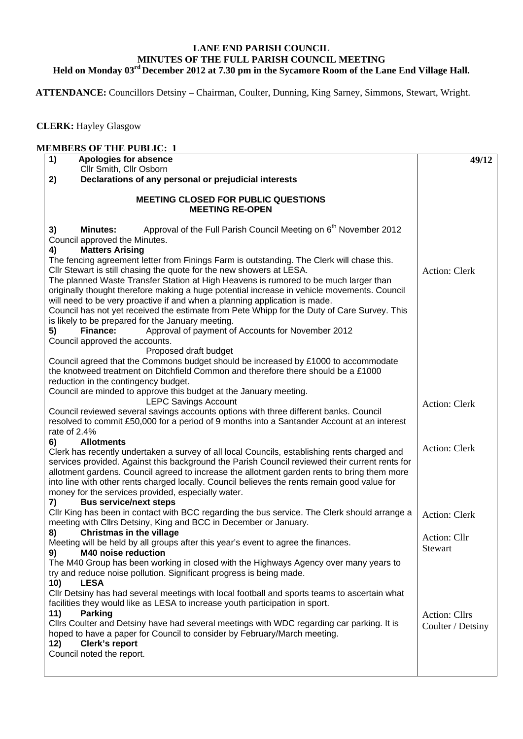# LANE END PARISH COUNCIL
## MINUTES OF THE FULL PARISH COUNCIL MEETING
### Held on Monday 03rd December 2012 at 7.30 pm in the Sycamore Room of the Lane End Village Hall.

**ATTENDANCE:** Councillors Detsiny – Chairman, Coulter, Dunning, King Sarney, Simmons, Stewart, Wright.

**CLERK:** Hayley Glasgow

**MEMBERS OF THE PUBLIC: 1**

| | **49/12** |
|---|---|
| **1) Apologies for absence**<br>Cllr Smith, Cllr Osborn<br>**2) Declarations of any personal or prejudicial interests** | |
| **MEETING CLOSED FOR PUBLIC QUESTIONS**<br>**MEETING RE-OPEN** | |
| **3) Minutes:** Approval of the Full Parish Council Meeting on 6th November 2012<br>Council approved the Minutes. | |
| **4) Matters Arising**<br>The fencing agreement letter from Finings Farm is outstanding. The Clerk will chase this.<br>Cllr Stewart is still chasing the quote for the new showers at LESA.<br>The planned Waste Transfer Station at High Heavens is rumored to be much larger than originally thought therefore making a huge potential increase in vehicle movements. Council will need to be very proactive if and when a planning application is made.<br>Council has not yet received the estimate from Pete Whipp for the Duty of Care Survey. This is likely to be prepared for the January meeting. | Action: Clerk |
| **5) Finance:** Approval of payment of Accounts for November 2012<br>Council approved the accounts.<br>Proposed draft budget<br>Council agreed that the Commons budget should be increased by £1000 to accommodate the knotweed treatment on Ditchfield Common and therefore there should be a £1000 reduction in the contingency budget.<br>Council are minded to approve this budget at the January meeting.<br>LEPC Savings Account<br>Council reviewed several savings accounts options with three different banks. Council resolved to commit £50,000 for a period of 9 months into a Santander Account at an interest rate of 2.4% | Action: Clerk |
| **6) Allotments**<br>Clerk has recently undertaken a survey of all local Councils, establishing rents charged and services provided. Against this background the Parish Council reviewed their current rents for allotment gardens. Council agreed to increase the allotment garden rents to bring them more into line with other rents charged locally. Council believes the rents remain good value for money for the services provided, especially water. | Action: Clerk |
| **7) Bus service/next steps**<br>Cllr King has been in contact with BCC regarding the bus service. The Clerk should arrange a meeting with Cllrs Detsiny, King and BCC in December or January. | Action: Clerk |
| **8) Christmas in the village**<br>Meeting will be held by all groups after this year's event to agree the finances. | Action: Cllr Stewart |
| **9) M40 noise reduction**<br>The M40 Group has been working in closed with the Highways Agency over many years to try and reduce noise pollution. Significant progress is being made. | |
| **10) LESA**<br>Cllr Detsiny has had several meetings with local football and sports teams to ascertain what facilities they would like as LESA to increase youth participation in sport. | |
| **11) Parking**<br>Cllrs Coulter and Detsiny have had several meetings with WDC regarding car parking. It is hoped to have a paper for Council to consider by February/March meeting. | Action: Cllrs Coulter / Detsiny |
| **12) Clerk's report**<br>Council noted the report. | |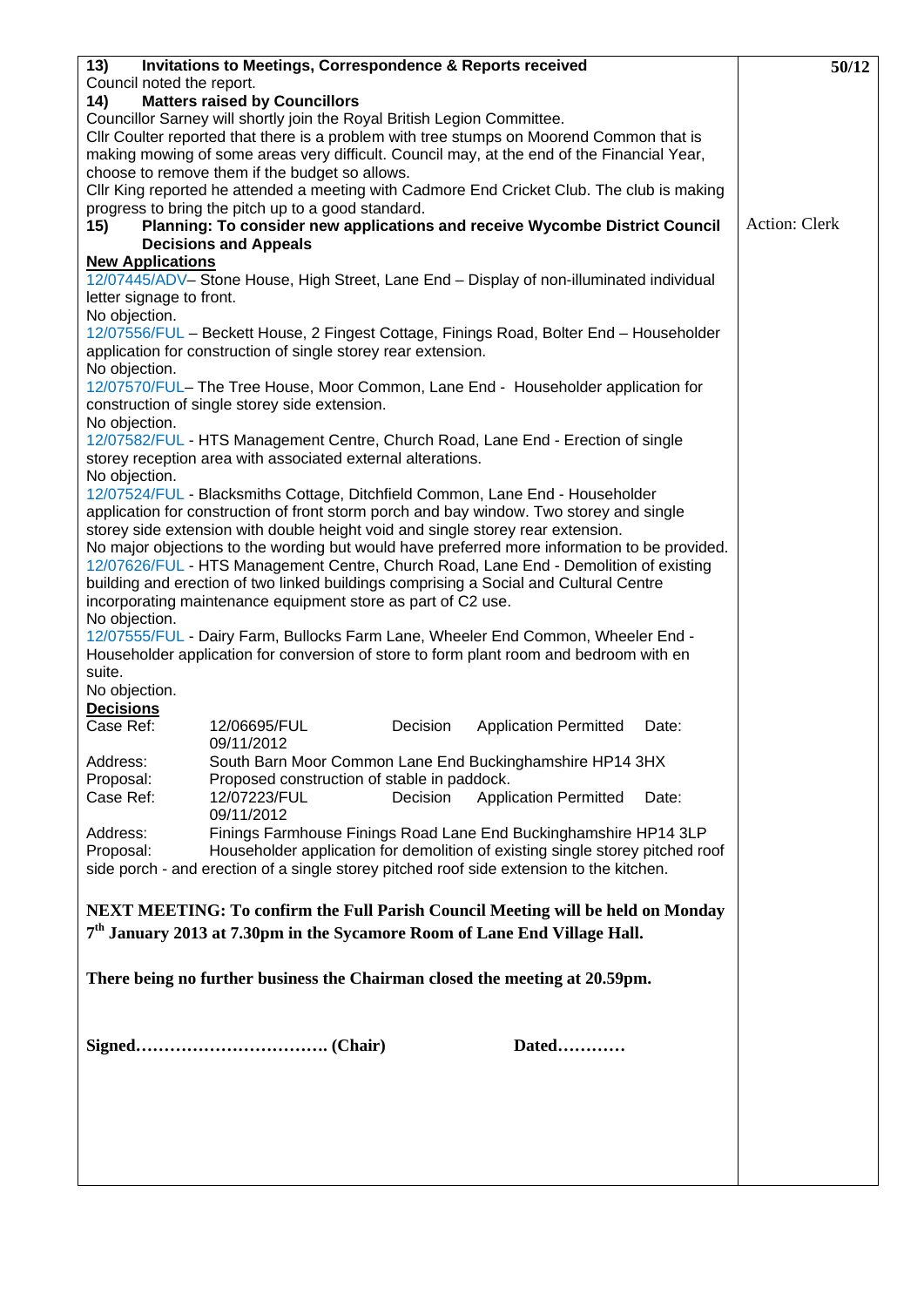**13) Invitations to Meetings, Correspondence & Reports received**

Council noted the report.

**14) Matters raised by Councillors**

Councillor Sarney will shortly join the Royal British Legion Committee.

Cllr Coulter reported that there is a problem with tree stumps on Moorend Common that is making mowing of some areas very difficult. Council may, at the end of the Financial Year, choose to remove them if the budget so allows.

Cllr King reported he attended a meeting with Cadmore End Cricket Club. The club is making progress to bring the pitch up to a good standard.

Action: Clerk

**15) Planning: To consider new applications and receive Wycombe District Council Decisions and Appeals**

**New Applications**

12/07445/ADV– Stone House, High Street, Lane End – Display of non-illuminated individual letter signage to front.
No objection.

12/07556/FUL – Beckett House, 2 Fingest Cottage, Finings Road, Bolter End – Householder application for construction of single storey rear extension.
No objection.

12/07570/FUL– The Tree House, Moor Common, Lane End - Householder application for construction of single storey side extension.
No objection.

12/07582/FUL - HTS Management Centre, Church Road, Lane End - Erection of single storey reception area with associated external alterations.
No objection.

12/07524/FUL - Blacksmiths Cottage, Ditchfield Common, Lane End - Householder application for construction of front storm porch and bay window. Two storey and single storey side extension with double height void and single storey rear extension.
No major objections to the wording but would have preferred more information to be provided.

12/07626/FUL - HTS Management Centre, Church Road, Lane End - Demolition of existing building and erection of two linked buildings comprising a Social and Cultural Centre incorporating maintenance equipment store as part of C2 use.
No objection.

12/07555/FUL - Dairy Farm, Bullocks Farm Lane, Wheeler End Common, Wheeler End - Householder application for conversion of store to form plant room and bedroom with en suite.
No objection.

**Decisions**

| | | | | |
|---|---|---|---|---|
| Case Ref: | 12/06695/FUL | Decision | Application Permitted | Date: 09/11/2012 |
| Address: | South Barn Moor Common Lane End Buckinghamshire HP14 3HX | | | |
| Proposal: | Proposed construction of stable in paddock. | | | |
| Case Ref: | 12/07223/FUL | Decision | Application Permitted | Date: 09/11/2012 |
| Address: | Finings Farmhouse Finings Road Lane End Buckinghamshire HP14 3LP | | | |
| Proposal: | Householder application for demolition of existing single storey pitched roof side porch - and erection of a single storey pitched roof side extension to the kitchen. | | | |

**NEXT MEETING: To confirm the Full Parish Council Meeting will be held on Monday 7th January 2013 at 7.30pm in the Sycamore Room of Lane End Village Hall.**

**There being no further business the Chairman closed the meeting at 20.59pm.**

**Signed……………………………. (Chair)** **Dated…………**